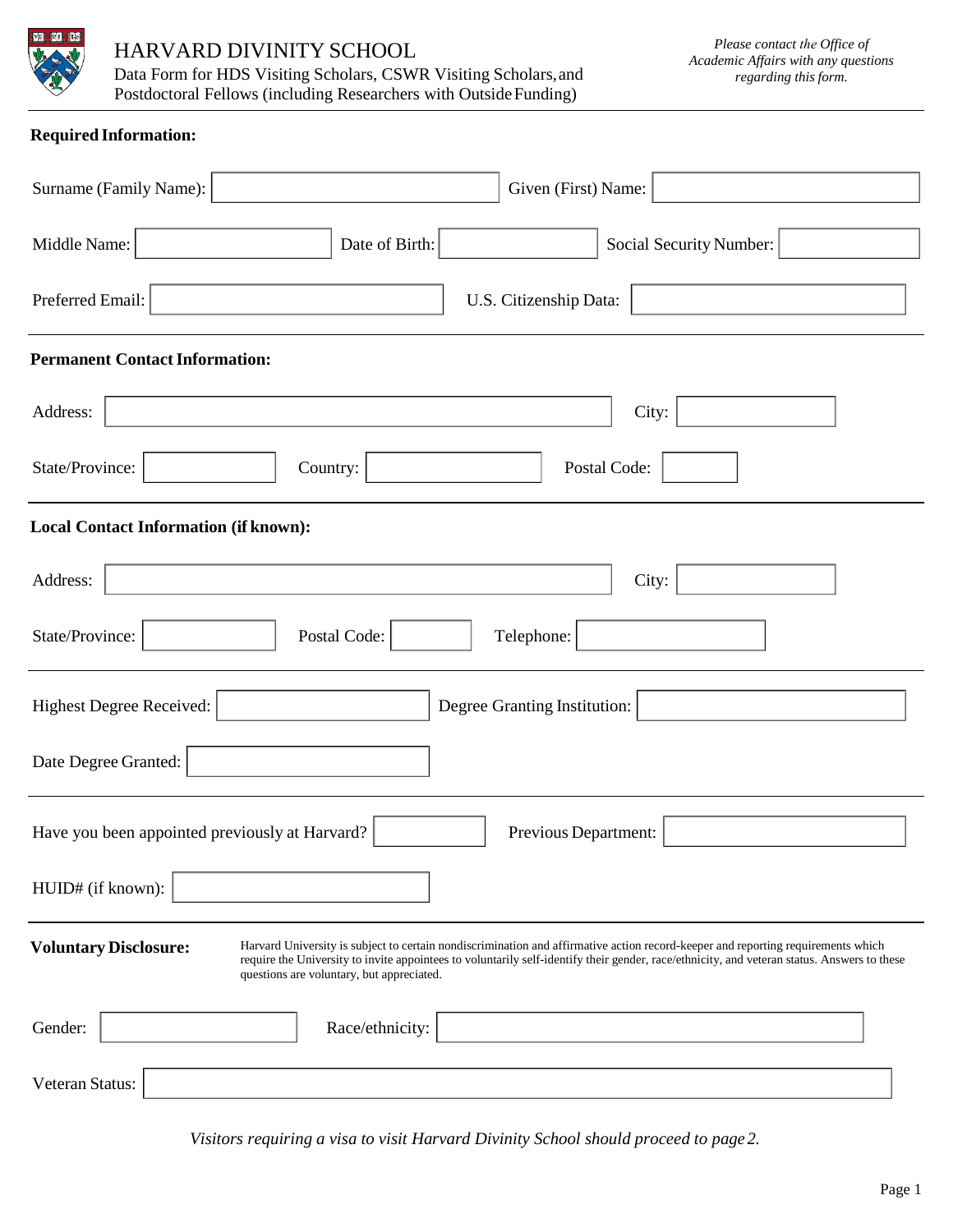# HARVARD DIVINITY SCHOOL

Data Form for HDS Visiting Scholars, CSWR Visiting Scholars, and Postdoctoral Fellows (including Researchers with Outside Funding)

*Please contact the Office of Academic Affairs with any questions regarding this form.*

**Required Information:**

Surname (Family Name): 　　Given (First) Name:

Middle Name: 　　Date of Birth: 　　Social Security Number:

Preferred Email: 　　U.S. Citizenship Data:

**Permanent Contact Information:**

Address: 　　City:

State/Province: 　　Country: 　　Postal Code:

**Local Contact Information (if known):**

Address: 　　City:

State/Province: 　　Postal Code: 　　Telephone:

Highest Degree Received: 　　Degree Granting Institution:

Date Degree Granted:

Have you been appointed previously at Harvard? 　　Previous Department:

HUID# (if known):

**Voluntary Disclosure:** Harvard University is subject to certain nondiscrimination and affirmative action record-keeper and reporting requirements which require the University to invite appointees to voluntarily self-identify their gender, race/ethnicity, and veteran status. Answers to these questions are voluntary, but appreciated.

Gender: 　　Race/ethnicity:

Veteran Status:

*Visitors requiring a visa to visit Harvard Divinity School should proceed to page 2.*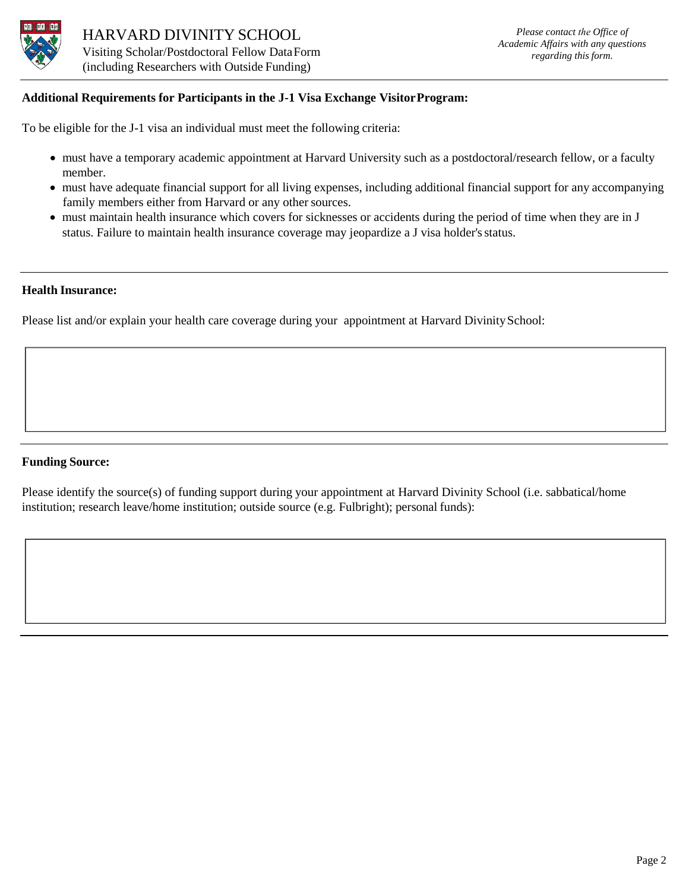# HARVARD DIVINITY SCHOOL

Visiting Scholar/Postdoctoral Fellow Data Form
(including Researchers with Outside Funding)

*Please contact the Office of Academic Affairs with any questions regarding this form.*

**Additional Requirements for Participants in the J-1 Visa Exchange Visitor Program:**

To be eligible for the J-1 visa an individual must meet the following criteria:

- must have a temporary academic appointment at Harvard University such as a postdoctoral/research fellow, or a faculty member.
- must have adequate financial support for all living expenses, including additional financial support for any accompanying family members either from Harvard or any other sources.
- must maintain health insurance which covers for sicknesses or accidents during the period of time when they are in J status. Failure to maintain health insurance coverage may jeopardize a J visa holder's status.

**Health Insurance:**

Please list and/or explain your health care coverage during your appointment at Harvard Divinity School:

**Funding Source:**

Please identify the source(s) of funding support during your appointment at Harvard Divinity School (i.e. sabbatical/home institution; research leave/home institution; outside source (e.g. Fulbright); personal funds):